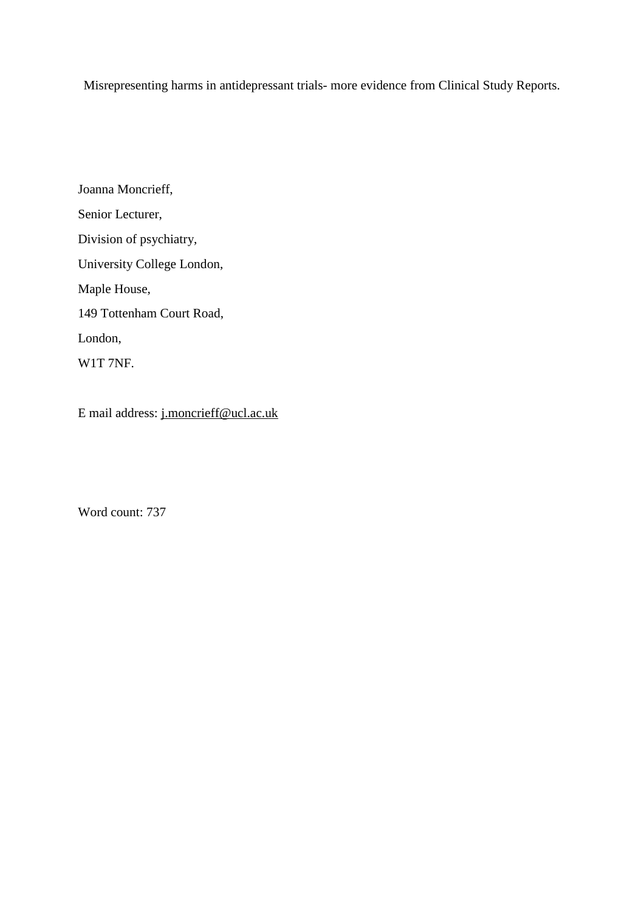# Misrepresenting harms in antidepressant trials- more evidence from Clinical Study Reports.

Joanna Moncrieff,

Senior Lecturer,

Division of psychiatry,

University College London,

Maple House,

149 Tottenham Court Road,

London,

W1T 7NF.

E mail address: j.moncrieff@ucl.ac.uk

Word count: 737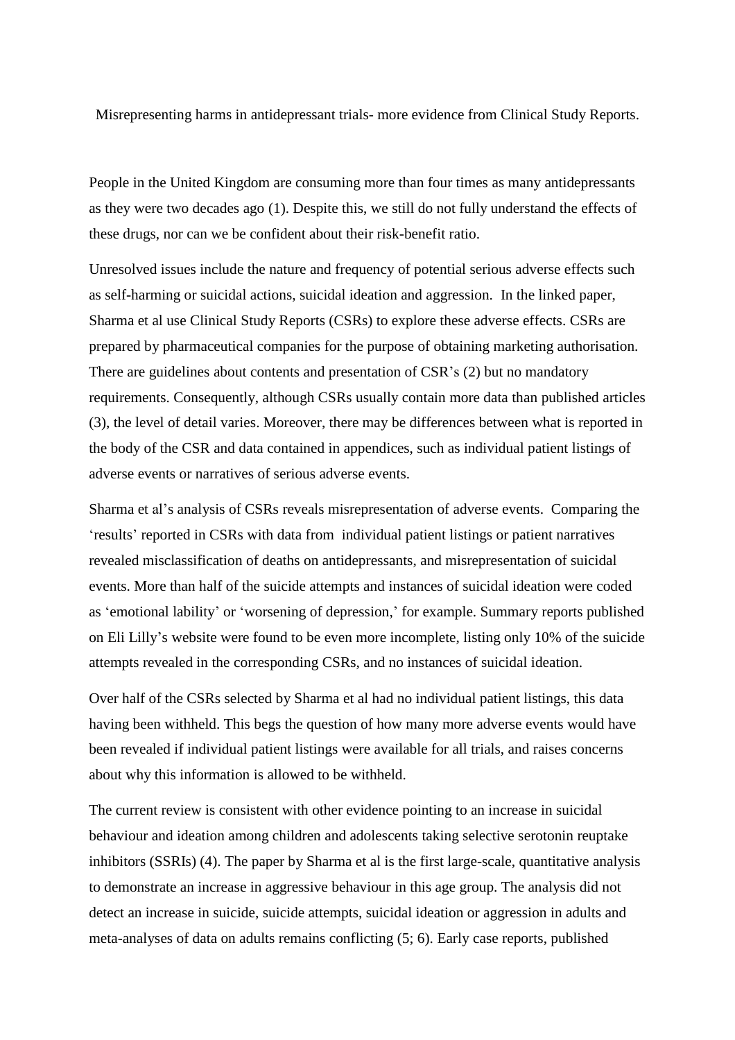Misrepresenting harms in antidepressant trials- more evidence from Clinical Study Reports.

People in the United Kingdom are consuming more than four times as many antidepressants as they were two decades ago (1). Despite this, we still do not fully understand the effects of these drugs, nor can we be confident about their risk-benefit ratio.

Unresolved issues include the nature and frequency of potential serious adverse effects such as self-harming or suicidal actions, suicidal ideation and aggression. In the linked paper, Sharma et al use Clinical Study Reports (CSRs) to explore these adverse effects. CSRs are prepared by pharmaceutical companies for the purpose of obtaining marketing authorisation. There are guidelines about contents and presentation of CSR's (2) but no mandatory requirements. Consequently, although CSRs usually contain more data than published articles (3), the level of detail varies. Moreover, there may be differences between what is reported in the body of the CSR and data contained in appendices, such as individual patient listings of adverse events or narratives of serious adverse events.

Sharma et al's analysis of CSRs reveals misrepresentation of adverse events. Comparing the 'results' reported in CSRs with data from individual patient listings or patient narratives revealed misclassification of deaths on antidepressants, and misrepresentation of suicidal events. More than half of the suicide attempts and instances of suicidal ideation were coded as 'emotional lability' or 'worsening of depression,' for example. Summary reports published on Eli Lilly's website were found to be even more incomplete, listing only 10% of the suicide attempts revealed in the corresponding CSRs, and no instances of suicidal ideation.

Over half of the CSRs selected by Sharma et al had no individual patient listings, this data having been withheld. This begs the question of how many more adverse events would have been revealed if individual patient listings were available for all trials, and raises concerns about why this information is allowed to be withheld.

The current review is consistent with other evidence pointing to an increase in suicidal behaviour and ideation among children and adolescents taking selective serotonin reuptake inhibitors (SSRIs) (4). The paper by Sharma et al is the first large-scale, quantitative analysis to demonstrate an increase in aggressive behaviour in this age group. The analysis did not detect an increase in suicide, suicide attempts, suicidal ideation or aggression in adults and meta-analyses of data on adults remains conflicting (5; 6). Early case reports, published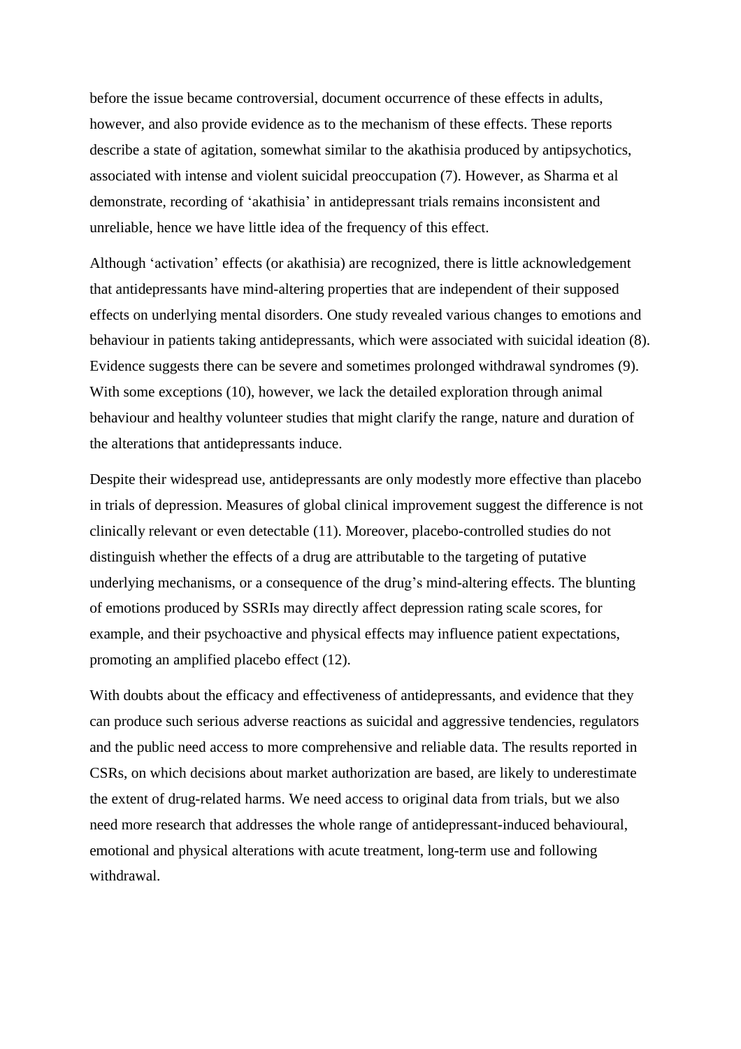before the issue became controversial, document occurrence of these effects in adults, however, and also provide evidence as to the mechanism of these effects. These reports describe a state of agitation, somewhat similar to the akathisia produced by antipsychotics, associated with intense and violent suicidal preoccupation (7). However, as Sharma et al demonstrate, recording of 'akathisia' in antidepressant trials remains inconsistent and unreliable, hence we have little idea of the frequency of this effect.

Although 'activation' effects (or akathisia) are recognized, there is little acknowledgement that antidepressants have mind-altering properties that are independent of their supposed effects on underlying mental disorders. One study revealed various changes to emotions and behaviour in patients taking antidepressants, which were associated with suicidal ideation (8). Evidence suggests there can be severe and sometimes prolonged withdrawal syndromes (9). With some exceptions (10), however, we lack the detailed exploration through animal behaviour and healthy volunteer studies that might clarify the range, nature and duration of the alterations that antidepressants induce.

Despite their widespread use, antidepressants are only modestly more effective than placebo in trials of depression. Measures of global clinical improvement suggest the difference is not clinically relevant or even detectable (11). Moreover, placebo-controlled studies do not distinguish whether the effects of a drug are attributable to the targeting of putative underlying mechanisms, or a consequence of the drug's mind-altering effects. The blunting of emotions produced by SSRIs may directly affect depression rating scale scores, for example, and their psychoactive and physical effects may influence patient expectations, promoting an amplified placebo effect (12).

With doubts about the efficacy and effectiveness of antidepressants, and evidence that they can produce such serious adverse reactions as suicidal and aggressive tendencies, regulators and the public need access to more comprehensive and reliable data. The results reported in CSRs, on which decisions about market authorization are based, are likely to underestimate the extent of drug-related harms. We need access to original data from trials, but we also need more research that addresses the whole range of antidepressant-induced behavioural, emotional and physical alterations with acute treatment, long-term use and following withdrawal.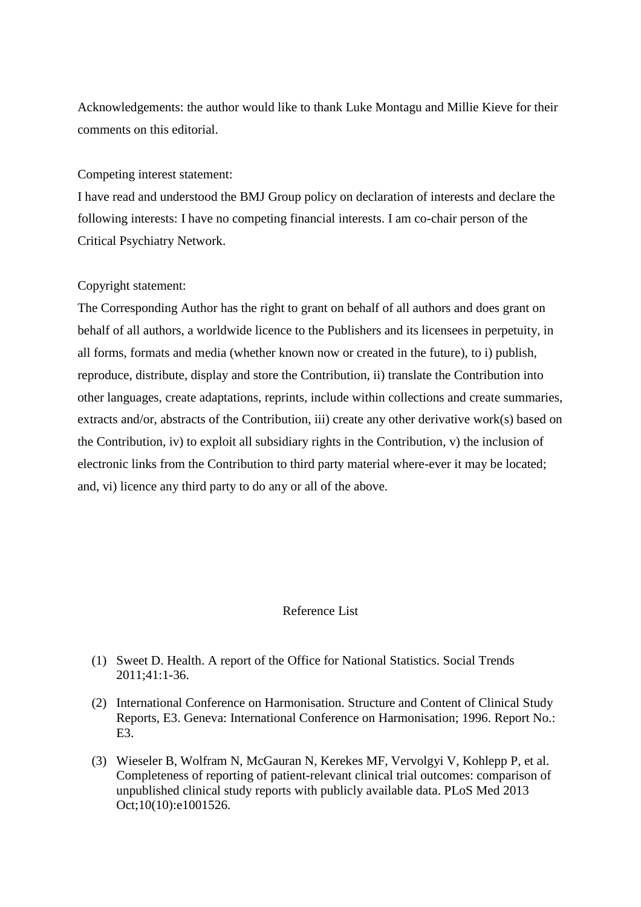Acknowledgements: the author would like to thank Luke Montagu and Millie Kieve for their comments on this editorial.

Competing interest statement:
I have read and understood the BMJ Group policy on declaration of interests and declare the following interests: I have no competing financial interests. I am co-chair person of the Critical Psychiatry Network.

Copyright statement:
The Corresponding Author has the right to grant on behalf of all authors and does grant on behalf of all authors, a worldwide licence to the Publishers and its licensees in perpetuity, in all forms, formats and media (whether known now or created in the future), to i) publish, reproduce, distribute, display and store the Contribution, ii) translate the Contribution into other languages, create adaptations, reprints, include within collections and create summaries, extracts and/or, abstracts of the Contribution, iii) create any other derivative work(s) based on the Contribution, iv) to exploit all subsidiary rights in the Contribution, v) the inclusion of electronic links from the Contribution to third party material where-ever it may be located; and, vi) licence any third party to do any or all of the above.

## Reference List

(1) Sweet D. Health. A report of the Office for National Statistics. Social Trends 2011;41:1-36.

(2) International Conference on Harmonisation. Structure and Content of Clinical Study Reports, E3. Geneva: International Conference on Harmonisation; 1996. Report No.: E3.

(3) Wieseler B, Wolfram N, McGauran N, Kerekes MF, Vervolgyi V, Kohlepp P, et al. Completeness of reporting of patient-relevant clinical trial outcomes: comparison of unpublished clinical study reports with publicly available data. PLoS Med 2013 Oct;10(10):e1001526.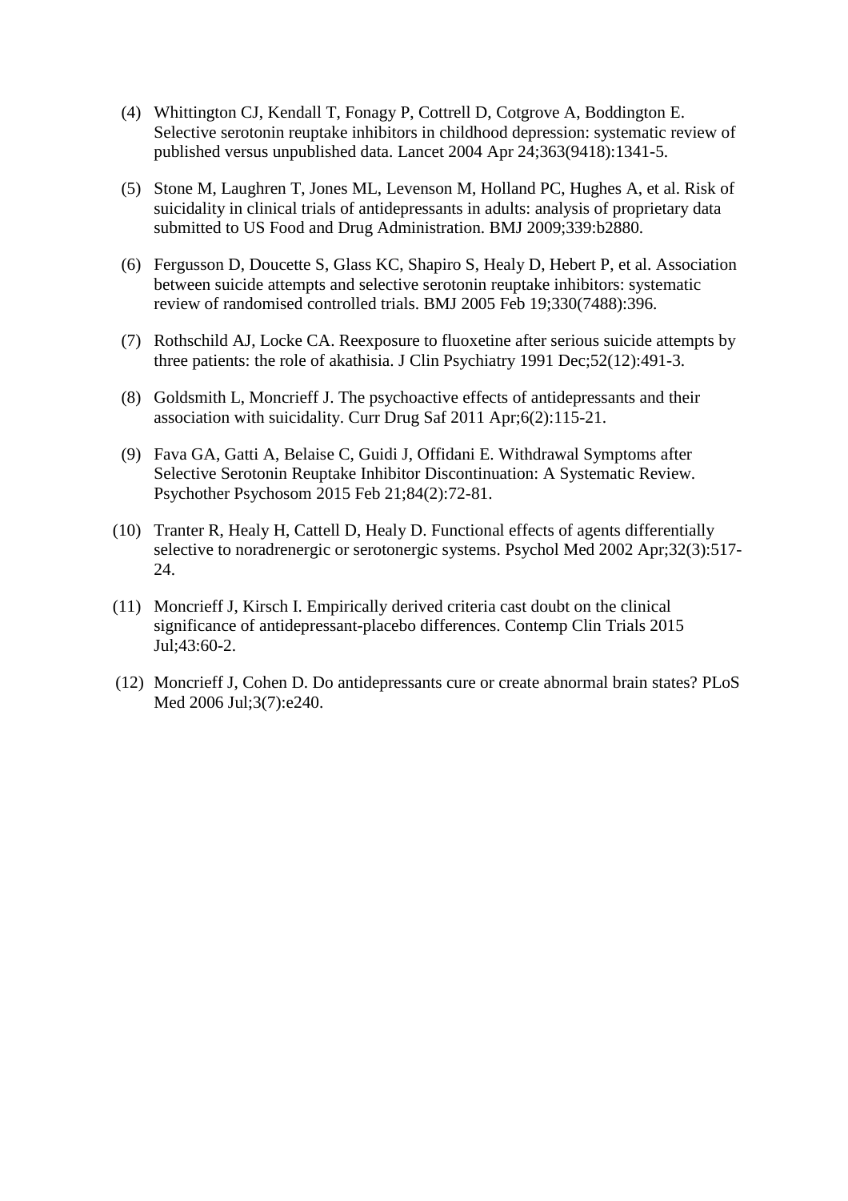(4) Whittington CJ, Kendall T, Fonagy P, Cottrell D, Cotgrove A, Boddington E. Selective serotonin reuptake inhibitors in childhood depression: systematic review of published versus unpublished data. Lancet 2004 Apr 24;363(9418):1341-5.

(5) Stone M, Laughren T, Jones ML, Levenson M, Holland PC, Hughes A, et al. Risk of suicidality in clinical trials of antidepressants in adults: analysis of proprietary data submitted to US Food and Drug Administration. BMJ 2009;339:b2880.

(6) Fergusson D, Doucette S, Glass KC, Shapiro S, Healy D, Hebert P, et al. Association between suicide attempts and selective serotonin reuptake inhibitors: systematic review of randomised controlled trials. BMJ 2005 Feb 19;330(7488):396.

(7) Rothschild AJ, Locke CA. Reexposure to fluoxetine after serious suicide attempts by three patients: the role of akathisia. J Clin Psychiatry 1991 Dec;52(12):491-3.

(8) Goldsmith L, Moncrieff J. The psychoactive effects of antidepressants and their association with suicidality. Curr Drug Saf 2011 Apr;6(2):115-21.

(9) Fava GA, Gatti A, Belaise C, Guidi J, Offidani E. Withdrawal Symptoms after Selective Serotonin Reuptake Inhibitor Discontinuation: A Systematic Review. Psychother Psychosom 2015 Feb 21;84(2):72-81.

(10) Tranter R, Healy H, Cattell D, Healy D. Functional effects of agents differentially selective to noradrenergic or serotonergic systems. Psychol Med 2002 Apr;32(3):517-24.

(11) Moncrieff J, Kirsch I. Empirically derived criteria cast doubt on the clinical significance of antidepressant-placebo differences. Contemp Clin Trials 2015 Jul;43:60-2.

(12) Moncrieff J, Cohen D. Do antidepressants cure or create abnormal brain states? PLoS Med 2006 Jul;3(7):e240.